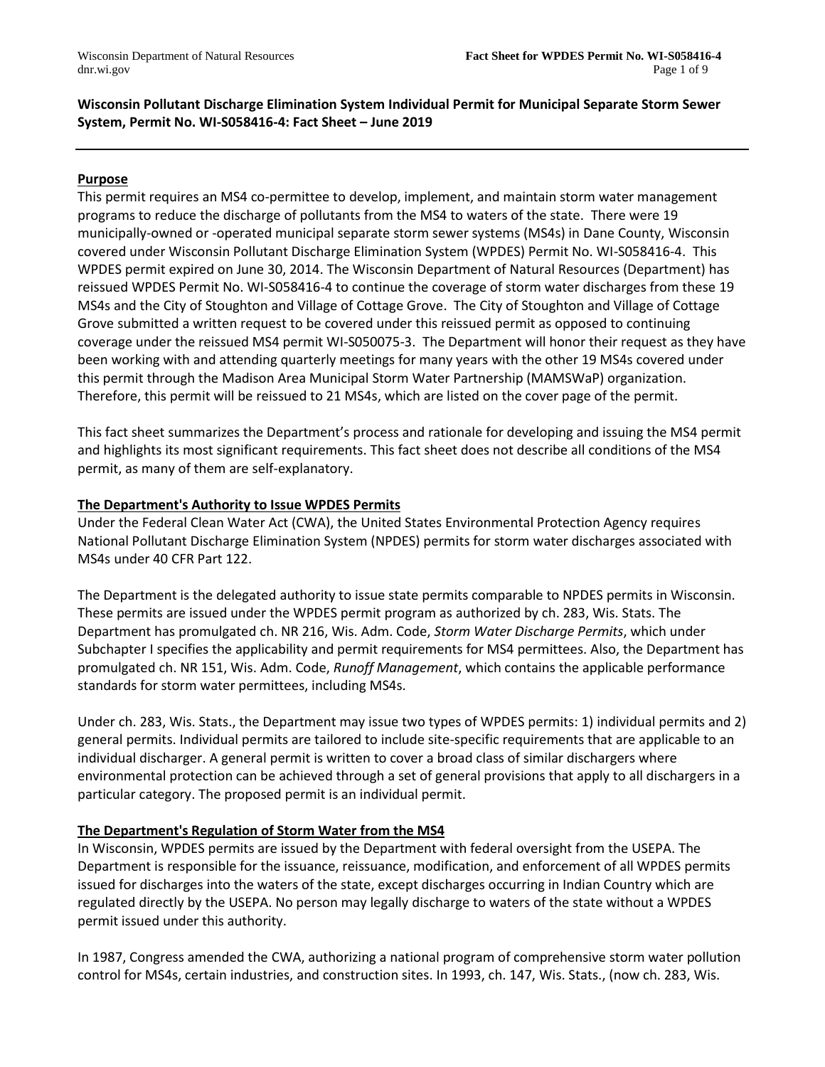**Wisconsin Pollutant Discharge Elimination System Individual Permit for Municipal Separate Storm Sewer System, Permit No. WI-S058416-4: Fact Sheet – June 2019**

## Purpose

This permit requires an MS4 co-permittee to develop, implement, and maintain storm water management programs to reduce the discharge of pollutants from the MS4 to waters of the state. There were 19 municipally-owned or -operated municipal separate storm sewer systems (MS4s) in Dane County, Wisconsin covered under Wisconsin Pollutant Discharge Elimination System (WPDES) Permit No. WI-S058416-4. This WPDES permit expired on June 30, 2014. The Wisconsin Department of Natural Resources (Department) has reissued WPDES Permit No. WI-S058416-4 to continue the coverage of storm water discharges from these 19 MS4s and the City of Stoughton and Village of Cottage Grove. The City of Stoughton and Village of Cottage Grove submitted a written request to be covered under this reissued permit as opposed to continuing coverage under the reissued MS4 permit WI-S050075-3. The Department will honor their request as they have been working with and attending quarterly meetings for many years with the other 19 MS4s covered under this permit through the Madison Area Municipal Storm Water Partnership (MAMSWaP) organization. Therefore, this permit will be reissued to 21 MS4s, which are listed on the cover page of the permit.

This fact sheet summarizes the Department's process and rationale for developing and issuing the MS4 permit and highlights its most significant requirements. This fact sheet does not describe all conditions of the MS4 permit, as many of them are self-explanatory.

## The Department's Authority to Issue WPDES Permits

Under the Federal Clean Water Act (CWA), the United States Environmental Protection Agency requires National Pollutant Discharge Elimination System (NPDES) permits for storm water discharges associated with MS4s under 40 CFR Part 122.

The Department is the delegated authority to issue state permits comparable to NPDES permits in Wisconsin. These permits are issued under the WPDES permit program as authorized by ch. 283, Wis. Stats. The Department has promulgated ch. NR 216, Wis. Adm. Code, *Storm Water Discharge Permits*, which under Subchapter I specifies the applicability and permit requirements for MS4 permittees. Also, the Department has promulgated ch. NR 151, Wis. Adm. Code, *Runoff Management*, which contains the applicable performance standards for storm water permittees, including MS4s.

Under ch. 283, Wis. Stats., the Department may issue two types of WPDES permits: 1) individual permits and 2) general permits. Individual permits are tailored to include site-specific requirements that are applicable to an individual discharger. A general permit is written to cover a broad class of similar dischargers where environmental protection can be achieved through a set of general provisions that apply to all dischargers in a particular category. The proposed permit is an individual permit.

## The Department's Regulation of Storm Water from the MS4

In Wisconsin, WPDES permits are issued by the Department with federal oversight from the USEPA. The Department is responsible for the issuance, reissuance, modification, and enforcement of all WPDES permits issued for discharges into the waters of the state, except discharges occurring in Indian Country which are regulated directly by the USEPA. No person may legally discharge to waters of the state without a WPDES permit issued under this authority.

In 1987, Congress amended the CWA, authorizing a national program of comprehensive storm water pollution control for MS4s, certain industries, and construction sites. In 1993, ch. 147, Wis. Stats., (now ch. 283, Wis.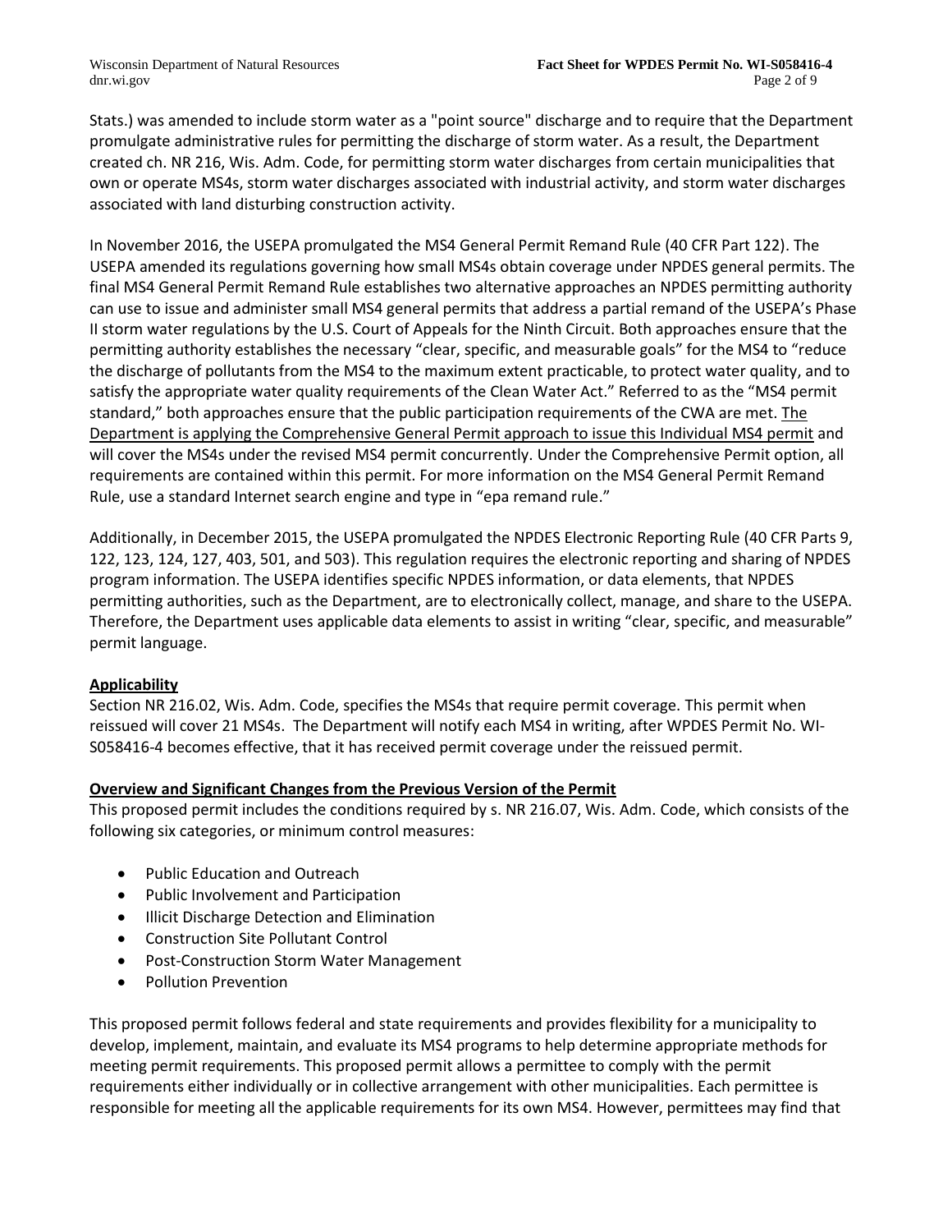Stats.) was amended to include storm water as a "point source" discharge and to require that the Department promulgate administrative rules for permitting the discharge of storm water. As a result, the Department created ch. NR 216, Wis. Adm. Code, for permitting storm water discharges from certain municipalities that own or operate MS4s, storm water discharges associated with industrial activity, and storm water discharges associated with land disturbing construction activity.

In November 2016, the USEPA promulgated the MS4 General Permit Remand Rule (40 CFR Part 122). The USEPA amended its regulations governing how small MS4s obtain coverage under NPDES general permits. The final MS4 General Permit Remand Rule establishes two alternative approaches an NPDES permitting authority can use to issue and administer small MS4 general permits that address a partial remand of the USEPA's Phase II storm water regulations by the U.S. Court of Appeals for the Ninth Circuit. Both approaches ensure that the permitting authority establishes the necessary "clear, specific, and measurable goals" for the MS4 to "reduce the discharge of pollutants from the MS4 to the maximum extent practicable, to protect water quality, and to satisfy the appropriate water quality requirements of the Clean Water Act." Referred to as the "MS4 permit standard," both approaches ensure that the public participation requirements of the CWA are met. <u>The Department is applying the Comprehensive General Permit approach to issue this Individual MS4 permit</u> and will cover the MS4s under the revised MS4 permit concurrently. Under the Comprehensive Permit option, all requirements are contained within this permit. For more information on the MS4 General Permit Remand Rule, use a standard Internet search engine and type in "epa remand rule."

Additionally, in December 2015, the USEPA promulgated the NPDES Electronic Reporting Rule (40 CFR Parts 9, 122, 123, 124, 127, 403, 501, and 503). This regulation requires the electronic reporting and sharing of NPDES program information. The USEPA identifies specific NPDES information, or data elements, that NPDES permitting authorities, such as the Department, are to electronically collect, manage, and share to the USEPA. Therefore, the Department uses applicable data elements to assist in writing "clear, specific, and measurable" permit language.

## Applicability

Section NR 216.02, Wis. Adm. Code, specifies the MS4s that require permit coverage. This permit when reissued will cover 21 MS4s. The Department will notify each MS4 in writing, after WPDES Permit No. WI-S058416-4 becomes effective, that it has received permit coverage under the reissued permit.

## Overview and Significant Changes from the Previous Version of the Permit

This proposed permit includes the conditions required by s. NR 216.07, Wis. Adm. Code, which consists of the following six categories, or minimum control measures:

- Public Education and Outreach
- Public Involvement and Participation
- Illicit Discharge Detection and Elimination
- Construction Site Pollutant Control
- Post-Construction Storm Water Management
- Pollution Prevention

This proposed permit follows federal and state requirements and provides flexibility for a municipality to develop, implement, maintain, and evaluate its MS4 programs to help determine appropriate methods for meeting permit requirements. This proposed permit allows a permittee to comply with the permit requirements either individually or in collective arrangement with other municipalities. Each permittee is responsible for meeting all the applicable requirements for its own MS4. However, permittees may find that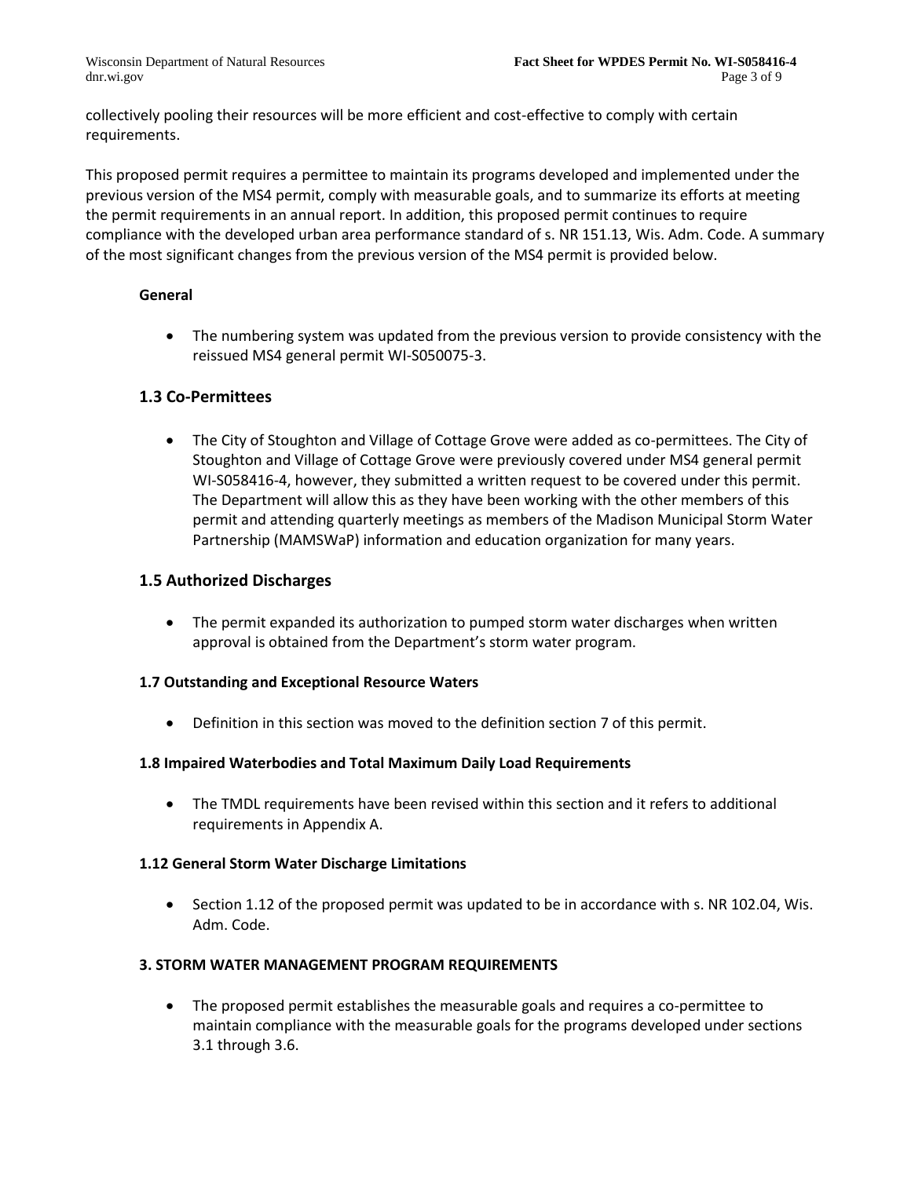collectively pooling their resources will be more efficient and cost-effective to comply with certain requirements.

This proposed permit requires a permittee to maintain its programs developed and implemented under the previous version of the MS4 permit, comply with measurable goals, and to summarize its efforts at meeting the permit requirements in an annual report. In addition, this proposed permit continues to require compliance with the developed urban area performance standard of s. NR 151.13, Wis. Adm. Code. A summary of the most significant changes from the previous version of the MS4 permit is provided below.

**General**

- The numbering system was updated from the previous version to provide consistency with the reissued MS4 general permit WI-S050075-3.

## 1.3 Co-Permittees

- The City of Stoughton and Village of Cottage Grove were added as co-permittees. The City of Stoughton and Village of Cottage Grove were previously covered under MS4 general permit WI-S058416-4, however, they submitted a written request to be covered under this permit. The Department will allow this as they have been working with the other members of this permit and attending quarterly meetings as members of the Madison Municipal Storm Water Partnership (MAMSWaP) information and education organization for many years.

## 1.5 Authorized Discharges

- The permit expanded its authorization to pumped storm water discharges when written approval is obtained from the Department's storm water program.

**1.7 Outstanding and Exceptional Resource Waters**

- Definition in this section was moved to the definition section 7 of this permit.

**1.8 Impaired Waterbodies and Total Maximum Daily Load Requirements**

- The TMDL requirements have been revised within this section and it refers to additional requirements in Appendix A.

**1.12 General Storm Water Discharge Limitations**

- Section 1.12 of the proposed permit was updated to be in accordance with s. NR 102.04, Wis. Adm. Code.

**3. STORM WATER MANAGEMENT PROGRAM REQUIREMENTS**

- The proposed permit establishes the measurable goals and requires a co-permittee to maintain compliance with the measurable goals for the programs developed under sections 3.1 through 3.6.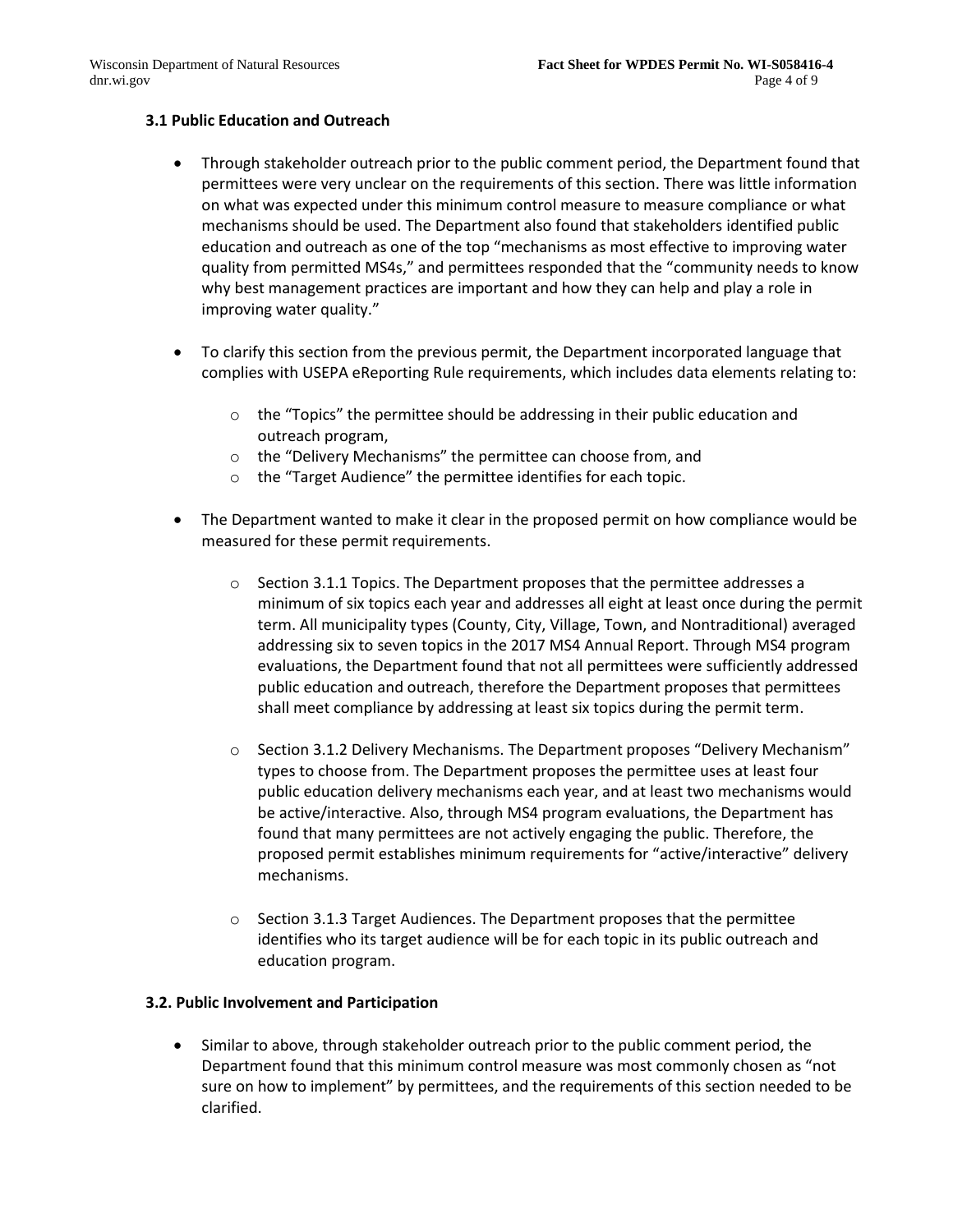### 3.1 Public Education and Outreach

- Through stakeholder outreach prior to the public comment period, the Department found that permittees were very unclear on the requirements of this section. There was little information on what was expected under this minimum control measure to measure compliance or what mechanisms should be used. The Department also found that stakeholders identified public education and outreach as one of the top "mechanisms as most effective to improving water quality from permitted MS4s," and permittees responded that the "community needs to know why best management practices are important and how they can help and play a role in improving water quality."

- To clarify this section from the previous permit, the Department incorporated language that complies with USEPA eReporting Rule requirements, which includes data elements relating to:
  - the "Topics" the permittee should be addressing in their public education and outreach program,
  - the "Delivery Mechanisms" the permittee can choose from, and
  - the "Target Audience" the permittee identifies for each topic.

- The Department wanted to make it clear in the proposed permit on how compliance would be measured for these permit requirements.
  - Section 3.1.1 Topics. The Department proposes that the permittee addresses a minimum of six topics each year and addresses all eight at least once during the permit term. All municipality types (County, City, Village, Town, and Nontraditional) averaged addressing six to seven topics in the 2017 MS4 Annual Report. Through MS4 program evaluations, the Department found that not all permittees were sufficiently addressed public education and outreach, therefore the Department proposes that permittees shall meet compliance by addressing at least six topics during the permit term.
  - Section 3.1.2 Delivery Mechanisms. The Department proposes "Delivery Mechanism" types to choose from. The Department proposes the permittee uses at least four public education delivery mechanisms each year, and at least two mechanisms would be active/interactive. Also, through MS4 program evaluations, the Department has found that many permittees are not actively engaging the public. Therefore, the proposed permit establishes minimum requirements for "active/interactive" delivery mechanisms.
  - Section 3.1.3 Target Audiences. The Department proposes that the permittee identifies who its target audience will be for each topic in its public outreach and education program.

### 3.2. Public Involvement and Participation

- Similar to above, through stakeholder outreach prior to the public comment period, the Department found that this minimum control measure was most commonly chosen as "not sure on how to implement" by permittees, and the requirements of this section needed to be clarified.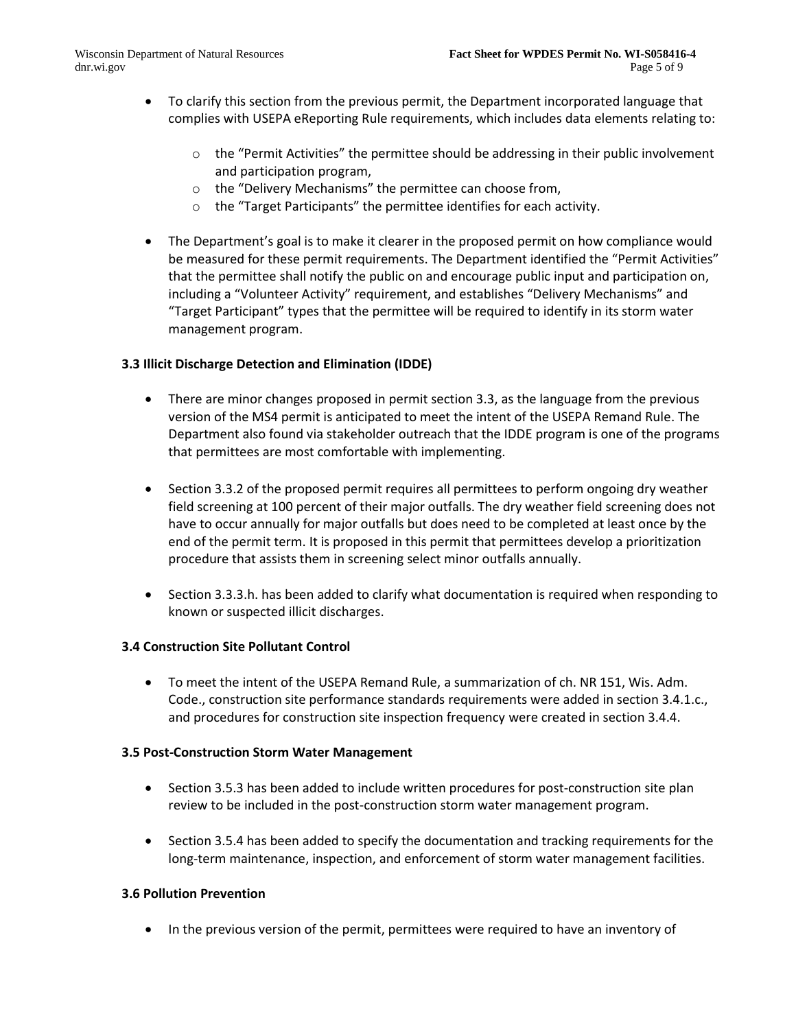- To clarify this section from the previous permit, the Department incorporated language that complies with USEPA eReporting Rule requirements, which includes data elements relating to:
    - the "Permit Activities" the permittee should be addressing in their public involvement and participation program,
    - the "Delivery Mechanisms" the permittee can choose from,
    - the "Target Participants" the permittee identifies for each activity.

- The Department's goal is to make it clearer in the proposed permit on how compliance would be measured for these permit requirements. The Department identified the "Permit Activities" that the permittee shall notify the public on and encourage public input and participation on, including a "Volunteer Activity" requirement, and establishes "Delivery Mechanisms" and "Target Participant" types that the permittee will be required to identify in its storm water management program.

### 3.3 Illicit Discharge Detection and Elimination (IDDE)

- There are minor changes proposed in permit section 3.3, as the language from the previous version of the MS4 permit is anticipated to meet the intent of the USEPA Remand Rule. The Department also found via stakeholder outreach that the IDDE program is one of the programs that permittees are most comfortable with implementing.

- Section 3.3.2 of the proposed permit requires all permittees to perform ongoing dry weather field screening at 100 percent of their major outfalls. The dry weather field screening does not have to occur annually for major outfalls but does need to be completed at least once by the end of the permit term. It is proposed in this permit that permittees develop a prioritization procedure that assists them in screening select minor outfalls annually.

- Section 3.3.3.h. has been added to clarify what documentation is required when responding to known or suspected illicit discharges.

### 3.4 Construction Site Pollutant Control

- To meet the intent of the USEPA Remand Rule, a summarization of ch. NR 151, Wis. Adm. Code., construction site performance standards requirements were added in section 3.4.1.c., and procedures for construction site inspection frequency were created in section 3.4.4.

### 3.5 Post-Construction Storm Water Management

- Section 3.5.3 has been added to include written procedures for post-construction site plan review to be included in the post-construction storm water management program.

- Section 3.5.4 has been added to specify the documentation and tracking requirements for the long-term maintenance, inspection, and enforcement of storm water management facilities.

### 3.6 Pollution Prevention

- In the previous version of the permit, permittees were required to have an inventory of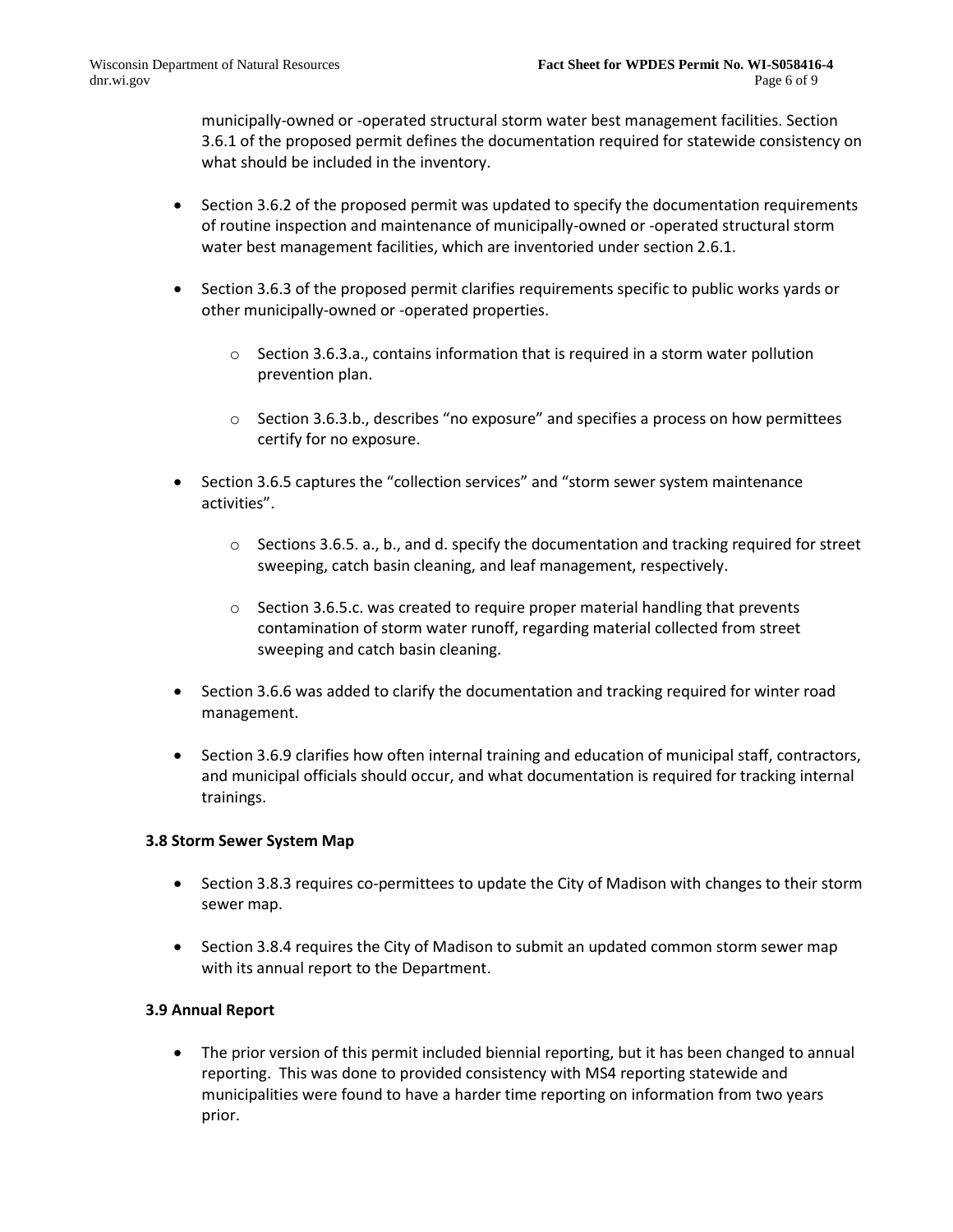municipally-owned or -operated structural storm water best management facilities. Section 3.6.1 of the proposed permit defines the documentation required for statewide consistency on what should be included in the inventory.

- Section 3.6.2 of the proposed permit was updated to specify the documentation requirements of routine inspection and maintenance of municipally-owned or -operated structural storm water best management facilities, which are inventoried under section 2.6.1.
- Section 3.6.3 of the proposed permit clarifies requirements specific to public works yards or other municipally-owned or -operated properties.
  - Section 3.6.3.a., contains information that is required in a storm water pollution prevention plan.
  - Section 3.6.3.b., describes "no exposure" and specifies a process on how permittees certify for no exposure.
- Section 3.6.5 captures the "collection services" and "storm sewer system maintenance activities".
  - Sections 3.6.5. a., b., and d. specify the documentation and tracking required for street sweeping, catch basin cleaning, and leaf management, respectively.
  - Section 3.6.5.c. was created to require proper material handling that prevents contamination of storm water runoff, regarding material collected from street sweeping and catch basin cleaning.
- Section 3.6.6 was added to clarify the documentation and tracking required for winter road management.
- Section 3.6.9 clarifies how often internal training and education of municipal staff, contractors, and municipal officials should occur, and what documentation is required for tracking internal trainings.

**3.8 Storm Sewer System Map**

- Section 3.8.3 requires co-permittees to update the City of Madison with changes to their storm sewer map.
- Section 3.8.4 requires the City of Madison to submit an updated common storm sewer map with its annual report to the Department.

**3.9 Annual Report**

- The prior version of this permit included biennial reporting, but it has been changed to annual reporting. This was done to provided consistency with MS4 reporting statewide and municipalities were found to have a harder time reporting on information from two years prior.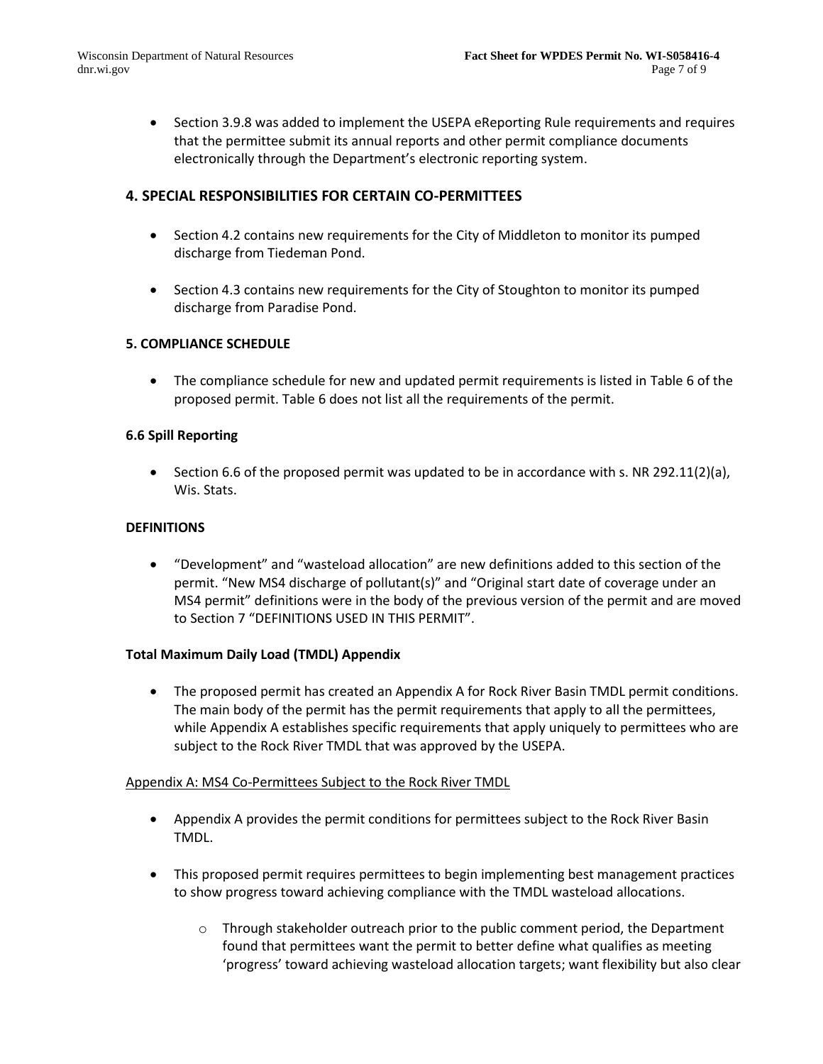- Section 3.9.8 was added to implement the USEPA eReporting Rule requirements and requires that the permittee submit its annual reports and other permit compliance documents electronically through the Department's electronic reporting system.

## 4. SPECIAL RESPONSIBILITIES FOR CERTAIN CO-PERMITTEES

- Section 4.2 contains new requirements for the City of Middleton to monitor its pumped discharge from Tiedeman Pond.

- Section 4.3 contains new requirements for the City of Stoughton to monitor its pumped discharge from Paradise Pond.

### 5. COMPLIANCE SCHEDULE

- The compliance schedule for new and updated permit requirements is listed in Table 6 of the proposed permit. Table 6 does not list all the requirements of the permit.

### 6.6 Spill Reporting

- Section 6.6 of the proposed permit was updated to be in accordance with s. NR 292.11(2)(a), Wis. Stats.

### DEFINITIONS

- "Development" and "wasteload allocation" are new definitions added to this section of the permit. "New MS4 discharge of pollutant(s)" and "Original start date of coverage under an MS4 permit" definitions were in the body of the previous version of the permit and are moved to Section 7 "DEFINITIONS USED IN THIS PERMIT".

### Total Maximum Daily Load (TMDL) Appendix

- The proposed permit has created an Appendix A for Rock River Basin TMDL permit conditions. The main body of the permit has the permit requirements that apply to all the permittees, while Appendix A establishes specific requirements that apply uniquely to permittees who are subject to the Rock River TMDL that was approved by the USEPA.

<u>Appendix A: MS4 Co-Permittees Subject to the Rock River TMDL</u>

- Appendix A provides the permit conditions for permittees subject to the Rock River Basin TMDL.

- This proposed permit requires permittees to begin implementing best management practices to show progress toward achieving compliance with the TMDL wasteload allocations.
  - Through stakeholder outreach prior to the public comment period, the Department found that permittees want the permit to better define what qualifies as meeting 'progress' toward achieving wasteload allocation targets; want flexibility but also clear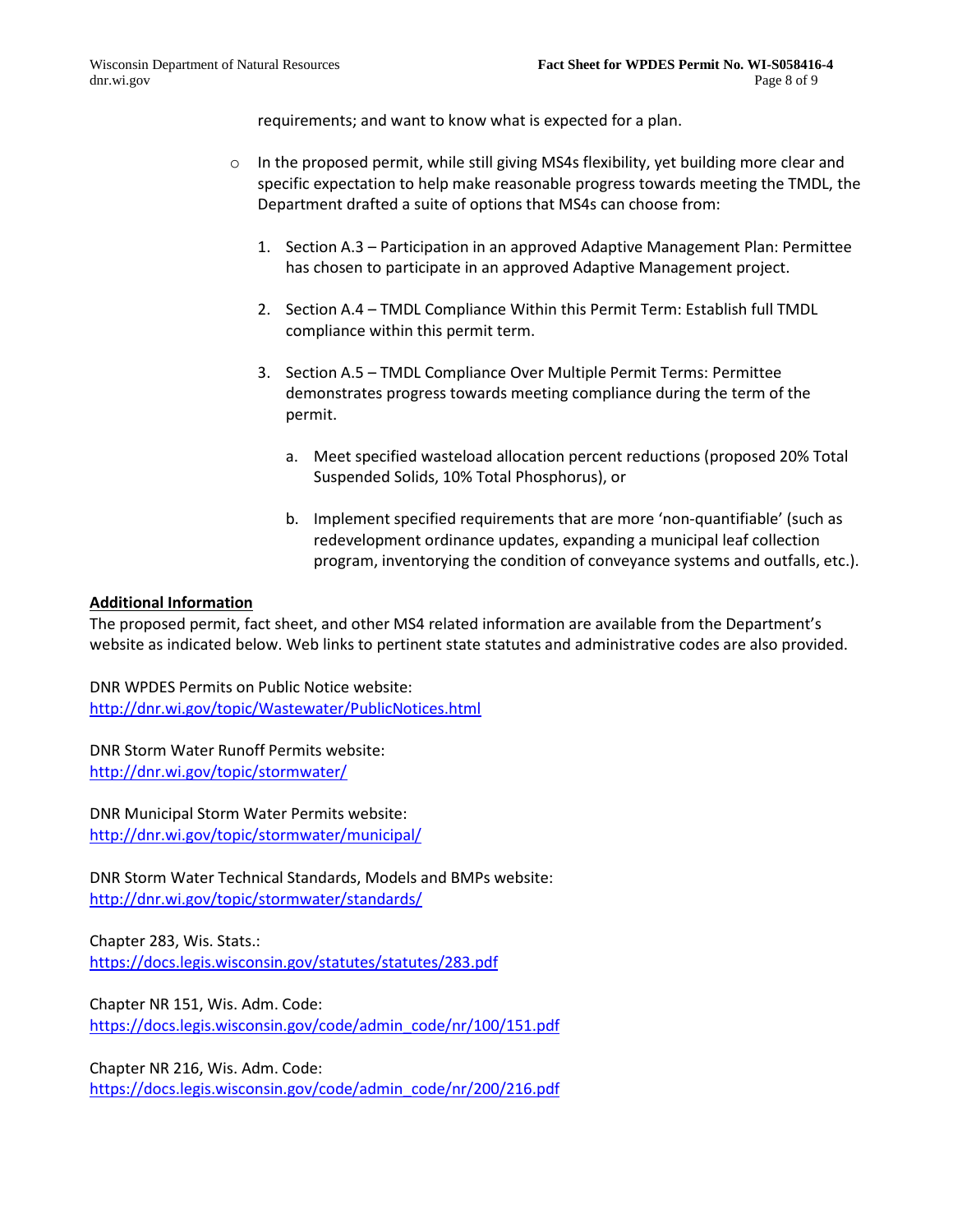requirements; and want to know what is expected for a plan.

- In the proposed permit, while still giving MS4s flexibility, yet building more clear and specific expectation to help make reasonable progress towards meeting the TMDL, the Department drafted a suite of options that MS4s can choose from:

    1. Section A.3 – Participation in an approved Adaptive Management Plan: Permittee has chosen to participate in an approved Adaptive Management project.

    2. Section A.4 – TMDL Compliance Within this Permit Term: Establish full TMDL compliance within this permit term.

    3. Section A.5 – TMDL Compliance Over Multiple Permit Terms: Permittee demonstrates progress towards meeting compliance during the term of the permit.

        a. Meet specified wasteload allocation percent reductions (proposed 20% Total Suspended Solids, 10% Total Phosphorus), or

        b. Implement specified requirements that are more 'non-quantifiable' (such as redevelopment ordinance updates, expanding a municipal leaf collection program, inventorying the condition of conveyance systems and outfalls, etc.).

**Additional Information**

The proposed permit, fact sheet, and other MS4 related information are available from the Department's website as indicated below. Web links to pertinent state statutes and administrative codes are also provided.

DNR WPDES Permits on Public Notice website:
http://dnr.wi.gov/topic/Wastewater/PublicNotices.html

DNR Storm Water Runoff Permits website:
http://dnr.wi.gov/topic/stormwater/

DNR Municipal Storm Water Permits website:
http://dnr.wi.gov/topic/stormwater/municipal/

DNR Storm Water Technical Standards, Models and BMPs website:
http://dnr.wi.gov/topic/stormwater/standards/

Chapter 283, Wis. Stats.:
https://docs.legis.wisconsin.gov/statutes/statutes/283.pdf

Chapter NR 151, Wis. Adm. Code:
https://docs.legis.wisconsin.gov/code/admin_code/nr/100/151.pdf

Chapter NR 216, Wis. Adm. Code:
https://docs.legis.wisconsin.gov/code/admin_code/nr/200/216.pdf